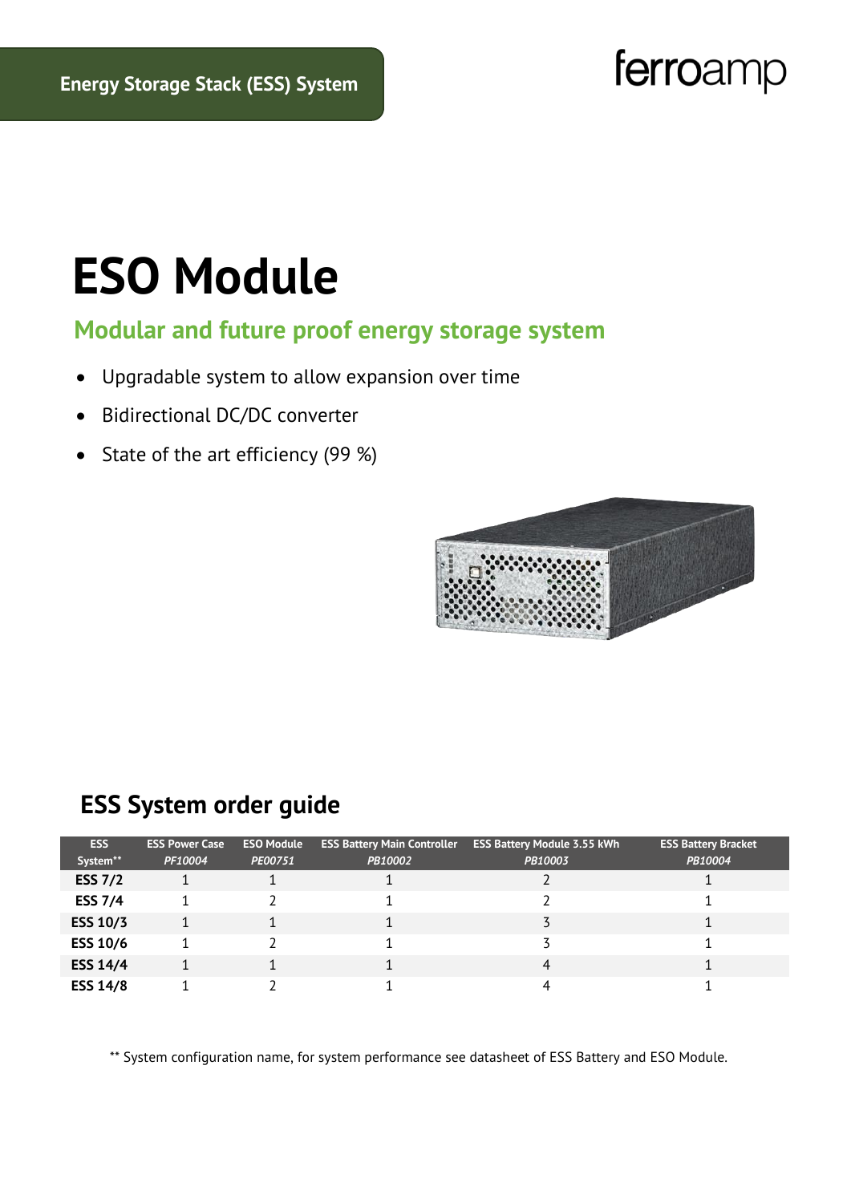Energy Storage Stack (ESS) System

ferroamp

# ESO Module

## Modular and future proof energy storage system

- Upgradable system to allow expansion over time
- Bidirectional DC/DC converter
- State of the art efficiency (99 %)

## ESS System order guide

| ESS System** | ESS Power Case *PF10004* | ESO Module *PE00751* | ESS Battery Main Controller *PB10002* | ESS Battery Module 3.55 kWh *PB10003* | ESS Battery Bracket *PB10004* |
|---|---|---|---|---|---|
| **ESS 7/2** | 1 | 1 | 1 | 2 | 1 |
| **ESS 7/4** | 1 | 2 | 1 | 2 | 1 |
| **ESS 10/3** | 1 | 1 | 1 | 3 | 1 |
| **ESS 10/6** | 1 | 2 | 1 | 3 | 1 |
| **ESS 14/4** | 1 | 1 | 1 | 4 | 1 |
| **ESS 14/8** | 1 | 2 | 1 | 4 | 1 |

** System configuration name, for system performance see datasheet of ESS Battery and ESO Module.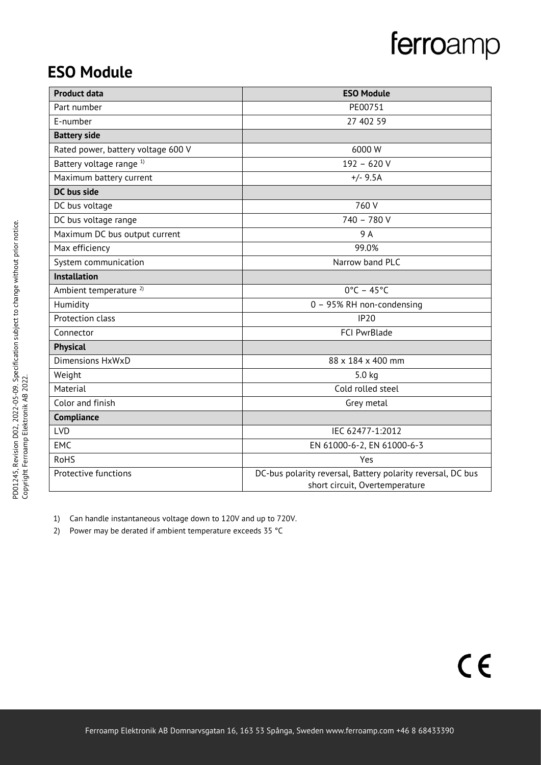# ESO Module

| Product data | ESO Module |
|---|---|
| Part number | PE00751 |
| E-number | 27 402 59 |
| **Battery side** | |
| Rated power, battery voltage 600 V | 6000 W |
| Battery voltage range [1] | 192 – 620 V |
| Maximum battery current | +/- 9.5A |
| **DC bus side** | |
| DC bus voltage | 760 V |
| DC bus voltage range | 740 – 780 V |
| Maximum DC bus output current | 9 A |
| Max efficiency | 99.0% |
| System communication | Narrow band PLC |
| **Installation** | |
| Ambient temperature [2] | 0°C – 45°C |
| Humidity | 0 – 95% RH non-condensing |
| Protection class | IP20 |
| Connector | FCI PwrBlade |
| **Physical** | |
| Dimensions HxWxD | 88 x 184 x 400 mm |
| Weight | 5.0 kg |
| Material | Cold rolled steel |
| Color and finish | Grey metal |
| **Compliance** | |
| LVD | IEC 62477-1:2012 |
| EMC | EN 61000-6-2, EN 61000-6-3 |
| RoHS | Yes |
| Protective functions | DC-bus polarity reversal, Battery polarity reversal, DC bus short circuit, Overtemperature |

1) Can handle instantaneous voltage down to 120V and up to 720V.
2) Power may be derated if ambient temperature exceeds 35 °C

PD01245, Revision D02, 2022-05-09. Specification subject to change without prior notice.
Copyright Ferroamp Elektronik AB 2022.

Ferroamp Elektronik AB Domnarvsgatan 16, 163 53 Spånga, Sweden www.ferroamp.com +46 8 68433390